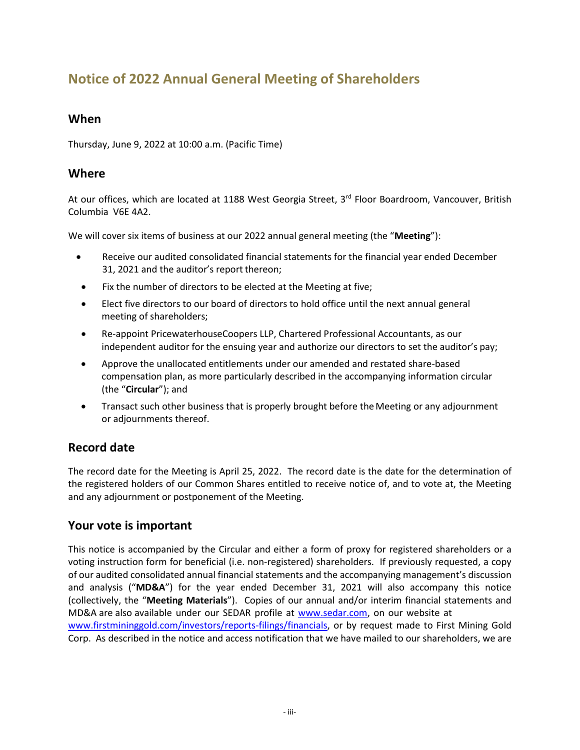# Notice of 2022 Annual General Meeting of Shareholders

## When

Thursday, June 9, 2022 at 10:00 a.m. (Pacific Time)

## Where

At our offices, which are located at 1188 West Georgia Street, 3rd Floor Boardroom, Vancouver, British Columbia V6E 4A2.

We will cover six items of business at our 2022 annual general meeting (the "**Meeting**"):

- Receive our audited consolidated financial statements for the financial year ended December 31, 2021 and the auditor's report thereon;
- Fix the number of directors to be elected at the Meeting at five;
- Elect five directors to our board of directors to hold office until the next annual general meeting of shareholders;
- Re-appoint PricewaterhouseCoopers LLP, Chartered Professional Accountants, as our independent auditor for the ensuing year and authorize our directors to set the auditor's pay;
- Approve the unallocated entitlements under our amended and restated share-based compensation plan, as more particularly described in the accompanying information circular (the "**Circular**"); and
- Transact such other business that is properly brought before the Meeting or any adjournment or adjournments thereof.

## Record date

The record date for the Meeting is April 25, 2022. The record date is the date for the determination of the registered holders of our Common Shares entitled to receive notice of, and to vote at, the Meeting and any adjournment or postponement of the Meeting.

## Your vote is important

This notice is accompanied by the Circular and either a form of proxy for registered shareholders or a voting instruction form for beneficial (i.e. non-registered) shareholders. If previously requested, a copy of our audited consolidated annual financial statements and the accompanying management's discussion and analysis ("**MD&A**") for the year ended December 31, 2021 will also accompany this notice (collectively, the "**Meeting Materials**"). Copies of our annual and/or interim financial statements and MD&A are also available under our SEDAR profile at www.sedar.com, on our website at www.firstmininggold.com/investors/reports-filings/financials, or by request made to First Mining Gold Corp. As described in the notice and access notification that we have mailed to our shareholders, we are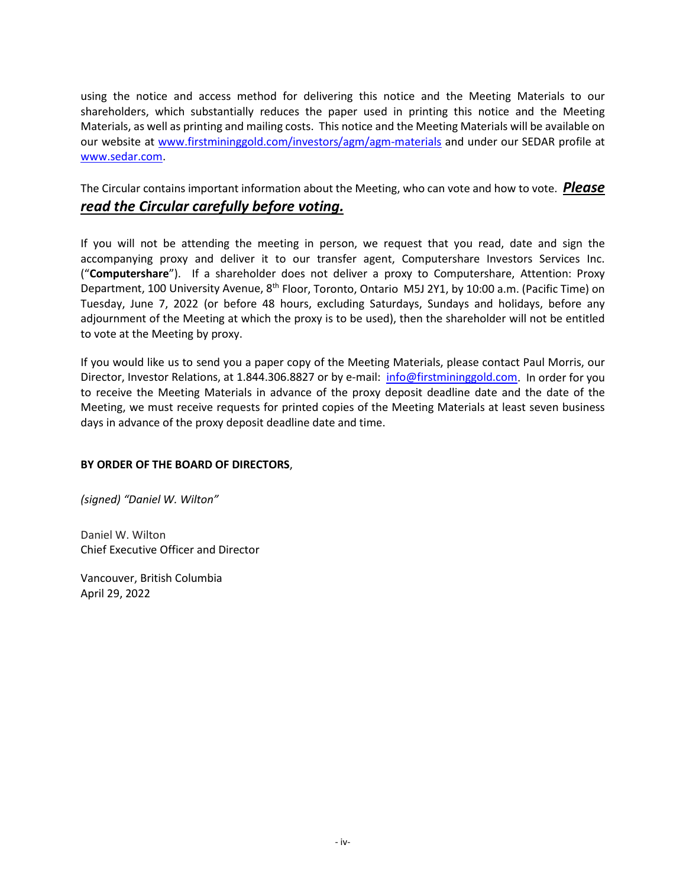using the notice and access method for delivering this notice and the Meeting Materials to our shareholders, which substantially reduces the paper used in printing this notice and the Meeting Materials, as well as printing and mailing costs. This notice and the Meeting Materials will be available on our website at www.firstmininggold.com/investors/agm/agm-materials and under our SEDAR profile at www.sedar.com.

The Circular contains important information about the Meeting, who can vote and how to vote. ***Please read the Circular carefully before voting.***

If you will not be attending the meeting in person, we request that you read, date and sign the accompanying proxy and deliver it to our transfer agent, Computershare Investors Services Inc. ("**Computershare**"). If a shareholder does not deliver a proxy to Computershare, Attention: Proxy Department, 100 University Avenue, 8th Floor, Toronto, Ontario M5J 2Y1, by 10:00 a.m. (Pacific Time) on Tuesday, June 7, 2022 (or before 48 hours, excluding Saturdays, Sundays and holidays, before any adjournment of the Meeting at which the proxy is to be used), then the shareholder will not be entitled to vote at the Meeting by proxy.

If you would like us to send you a paper copy of the Meeting Materials, please contact Paul Morris, our Director, Investor Relations, at 1.844.306.8827 or by e-mail: info@firstmininggold.com. In order for you to receive the Meeting Materials in advance of the proxy deposit deadline date and the date of the Meeting, we must receive requests for printed copies of the Meeting Materials at least seven business days in advance of the proxy deposit deadline date and time.

**BY ORDER OF THE BOARD OF DIRECTORS**,

*(signed) "Daniel W. Wilton"*

Daniel W. Wilton
Chief Executive Officer and Director

Vancouver, British Columbia
April 29, 2022